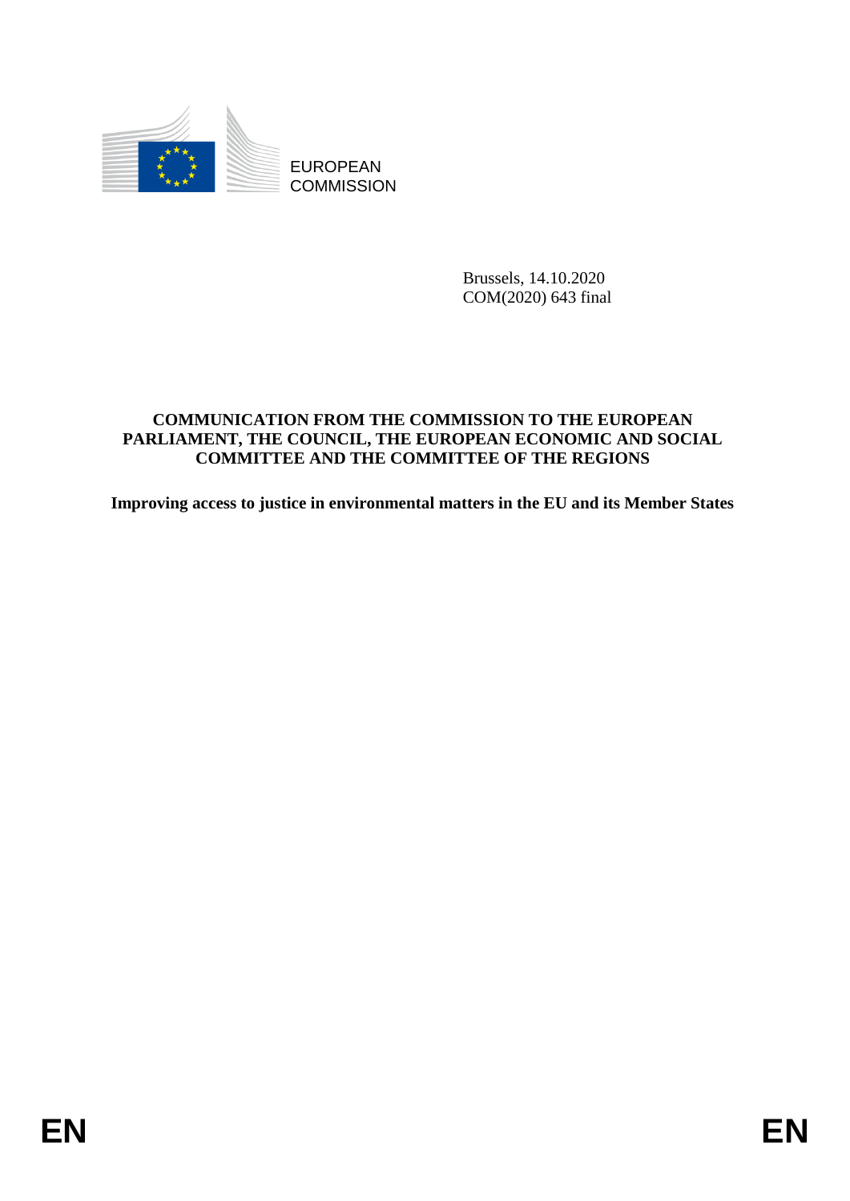EUROPEAN
COMMISSION

Brussels, 14.10.2020
COM(2020) 643 final

**COMMUNICATION FROM THE COMMISSION TO THE EUROPEAN PARLIAMENT, THE COUNCIL, THE EUROPEAN ECONOMIC AND SOCIAL COMMITTEE AND THE COMMITTEE OF THE REGIONS**

**Improving access to justice in environmental matters in the EU and its Member States**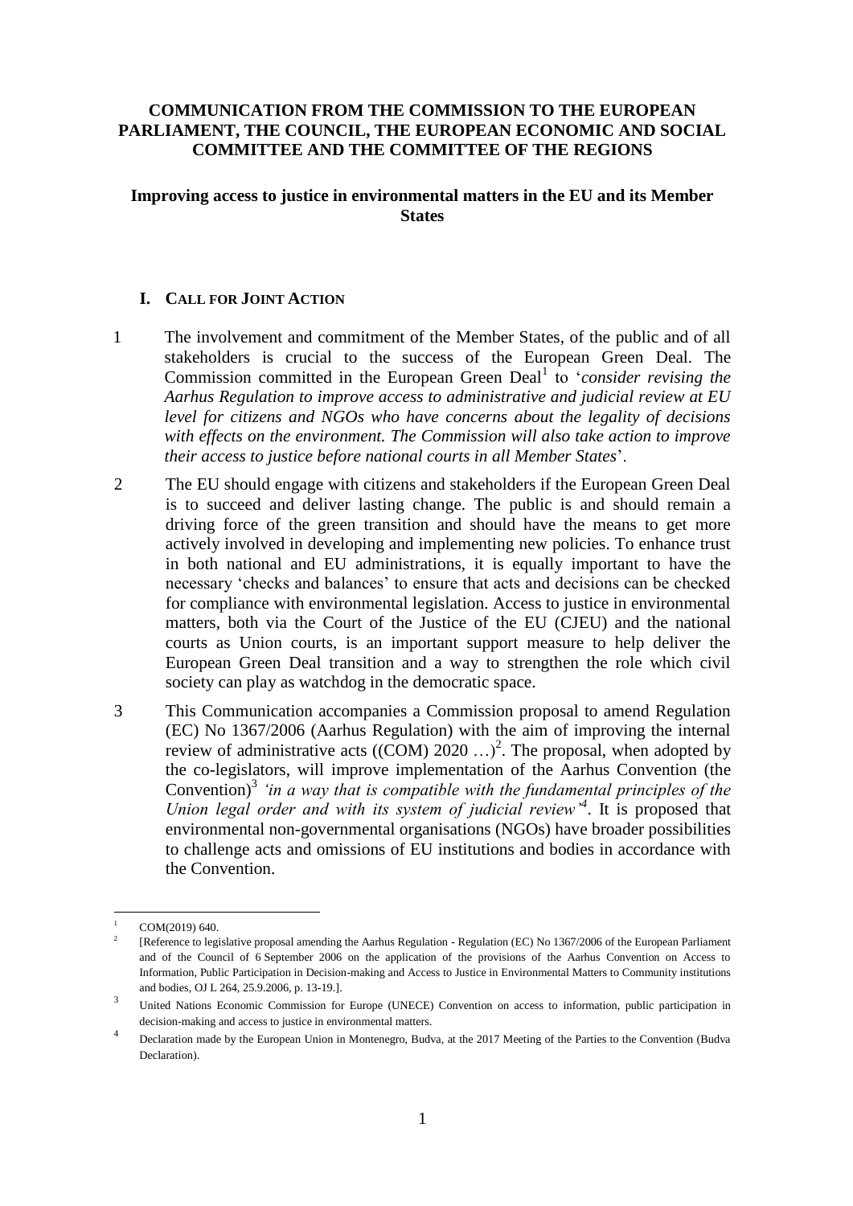**COMMUNICATION FROM THE COMMISSION TO THE EUROPEAN PARLIAMENT, THE COUNCIL, THE EUROPEAN ECONOMIC AND SOCIAL COMMITTEE AND THE COMMITTEE OF THE REGIONS**

**Improving access to justice in environmental matters in the EU and its Member States**

## I. CALL FOR JOINT ACTION

1 The involvement and commitment of the Member States, of the public and of all stakeholders is crucial to the success of the European Green Deal. The Commission committed in the European Green Deal[1] to '*consider revising the Aarhus Regulation to improve access to administrative and judicial review at EU level for citizens and NGOs who have concerns about the legality of decisions with effects on the environment. The Commission will also take action to improve their access to justice before national courts in all Member States*'.

2 The EU should engage with citizens and stakeholders if the European Green Deal is to succeed and deliver lasting change. The public is and should remain a driving force of the green transition and should have the means to get more actively involved in developing and implementing new policies. To enhance trust in both national and EU administrations, it is equally important to have the necessary 'checks and balances' to ensure that acts and decisions can be checked for compliance with environmental legislation. Access to justice in environmental matters, both via the Court of the Justice of the EU (CJEU) and the national courts as Union courts, is an important support measure to help deliver the European Green Deal transition and a way to strengthen the role which civil society can play as watchdog in the democratic space.

3 This Communication accompanies a Commission proposal to amend Regulation (EC) No 1367/2006 (Aarhus Regulation) with the aim of improving the internal review of administrative acts ((COM) 2020 …)[2]. The proposal, when adopted by the co-legislators, will improve implementation of the Aarhus Convention (the Convention)[3] *'in a way that is compatible with the fundamental principles of the Union legal order and with its system of judicial review'*[4]. It is proposed that environmental non-governmental organisations (NGOs) have broader possibilities to challenge acts and omissions of EU institutions and bodies in accordance with the Convention.

---

[1] COM(2019) 640.

[2] [Reference to legislative proposal amending the Aarhus Regulation - Regulation (EC) No 1367/2006 of the European Parliament and of the Council of 6 September 2006 on the application of the provisions of the Aarhus Convention on Access to Information, Public Participation in Decision-making and Access to Justice in Environmental Matters to Community institutions and bodies, OJ L 264, 25.9.2006, p. 13-19.].

[3] United Nations Economic Commission for Europe (UNECE) Convention on access to information, public participation in decision-making and access to justice in environmental matters.

[4] Declaration made by the European Union in Montenegro, Budva, at the 2017 Meeting of the Parties to the Convention (Budva Declaration).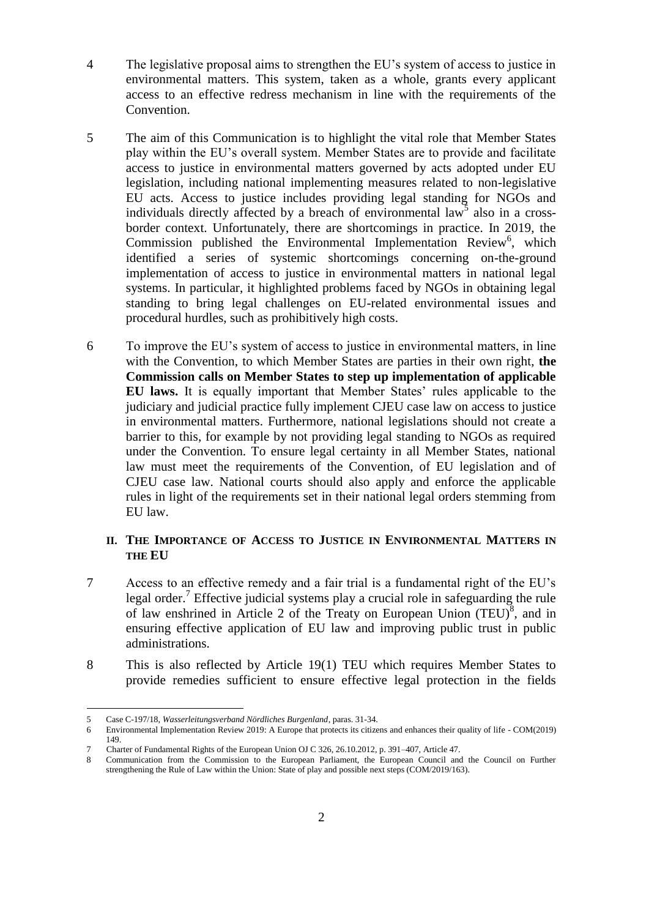4 The legislative proposal aims to strengthen the EU's system of access to justice in environmental matters. This system, taken as a whole, grants every applicant access to an effective redress mechanism in line with the requirements of the Convention.

5 The aim of this Communication is to highlight the vital role that Member States play within the EU's overall system. Member States are to provide and facilitate access to justice in environmental matters governed by acts adopted under EU legislation, including national implementing measures related to non-legislative EU acts. Access to justice includes providing legal standing for NGOs and individuals directly affected by a breach of environmental law[5] also in a cross-border context. Unfortunately, there are shortcomings in practice. In 2019, the Commission published the Environmental Implementation Review[6], which identified a series of systemic shortcomings concerning on-the-ground implementation of access to justice in environmental matters in national legal systems. In particular, it highlighted problems faced by NGOs in obtaining legal standing to bring legal challenges on EU-related environmental issues and procedural hurdles, such as prohibitively high costs.

6 To improve the EU's system of access to justice in environmental matters, in line with the Convention, to which Member States are parties in their own right, **the Commission calls on Member States to step up implementation of applicable EU laws.** It is equally important that Member States' rules applicable to the judiciary and judicial practice fully implement CJEU case law on access to justice in environmental matters. Furthermore, national legislations should not create a barrier to this, for example by not providing legal standing to NGOs as required under the Convention. To ensure legal certainty in all Member States, national law must meet the requirements of the Convention, of EU legislation and of CJEU case law. National courts should also apply and enforce the applicable rules in light of the requirements set in their national legal orders stemming from EU law.

## II. The Importance of Access to Justice in Environmental Matters in the EU

7 Access to an effective remedy and a fair trial is a fundamental right of the EU's legal order.[7] Effective judicial systems play a crucial role in safeguarding the rule of law enshrined in Article 2 of the Treaty on European Union (TEU)[8], and in ensuring effective application of EU law and improving public trust in public administrations.

8 This is also reflected by Article 19(1) TEU which requires Member States to provide remedies sufficient to ensure effective legal protection in the fields

---

5 Case C-197/18, *Wasserleitungsverband Nördliches Burgenland*, paras. 31-34.

6 Environmental Implementation Review 2019: A Europe that protects its citizens and enhances their quality of life - COM(2019) 149.

7 Charter of Fundamental Rights of the European Union OJ C 326, 26.10.2012, p. 391–407, Article 47.

8 Communication from the Commission to the European Parliament, the European Council and the Council on Further strengthening the Rule of Law within the Union: State of play and possible next steps (COM/2019/163).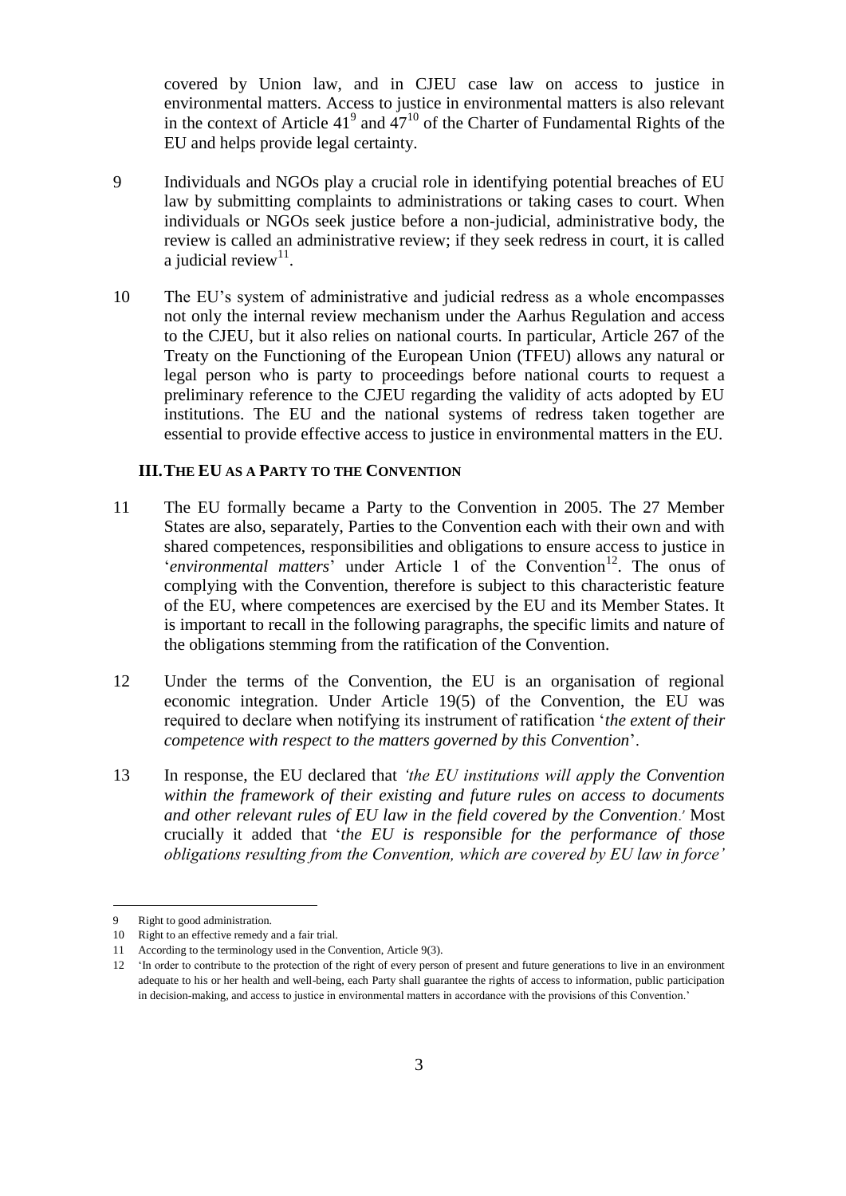covered by Union law, and in CJEU case law on access to justice in environmental matters. Access to justice in environmental matters is also relevant in the context of Article 41[9] and 47[10] of the Charter of Fundamental Rights of the EU and helps provide legal certainty.

9 Individuals and NGOs play a crucial role in identifying potential breaches of EU law by submitting complaints to administrations or taking cases to court. When individuals or NGOs seek justice before a non-judicial, administrative body, the review is called an administrative review; if they seek redress in court, it is called a judicial review[11].

10 The EU's system of administrative and judicial redress as a whole encompasses not only the internal review mechanism under the Aarhus Regulation and access to the CJEU, but it also relies on national courts. In particular, Article 267 of the Treaty on the Functioning of the European Union (TFEU) allows any natural or legal person who is party to proceedings before national courts to request a preliminary reference to the CJEU regarding the validity of acts adopted by EU institutions. The EU and the national systems of redress taken together are essential to provide effective access to justice in environmental matters in the EU.

## III. THE EU AS A PARTY TO THE CONVENTION

11 The EU formally became a Party to the Convention in 2005. The 27 Member States are also, separately, Parties to the Convention each with their own and with shared competences, responsibilities and obligations to ensure access to justice in '*environmental matters*' under Article 1 of the Convention[12]. The onus of complying with the Convention, therefore is subject to this characteristic feature of the EU, where competences are exercised by the EU and its Member States. It is important to recall in the following paragraphs, the specific limits and nature of the obligations stemming from the ratification of the Convention.

12 Under the terms of the Convention, the EU is an organisation of regional economic integration. Under Article 19(5) of the Convention, the EU was required to declare when notifying its instrument of ratification '*the extent of their competence with respect to the matters governed by this Convention*'.

13 In response, the EU declared that *'the EU institutions will apply the Convention within the framework of their existing and future rules on access to documents and other relevant rules of EU law in the field covered by the Convention.'* Most crucially it added that '*the EU is responsible for the performance of those obligations resulting from the Convention, which are covered by EU law in force'*

---

9 Right to good administration.

10 Right to an effective remedy and a fair trial.

11 According to the terminology used in the Convention, Article 9(3).

12 'In order to contribute to the protection of the right of every person of present and future generations to live in an environment adequate to his or her health and well-being, each Party shall guarantee the rights of access to information, public participation in decision-making, and access to justice in environmental matters in accordance with the provisions of this Convention.'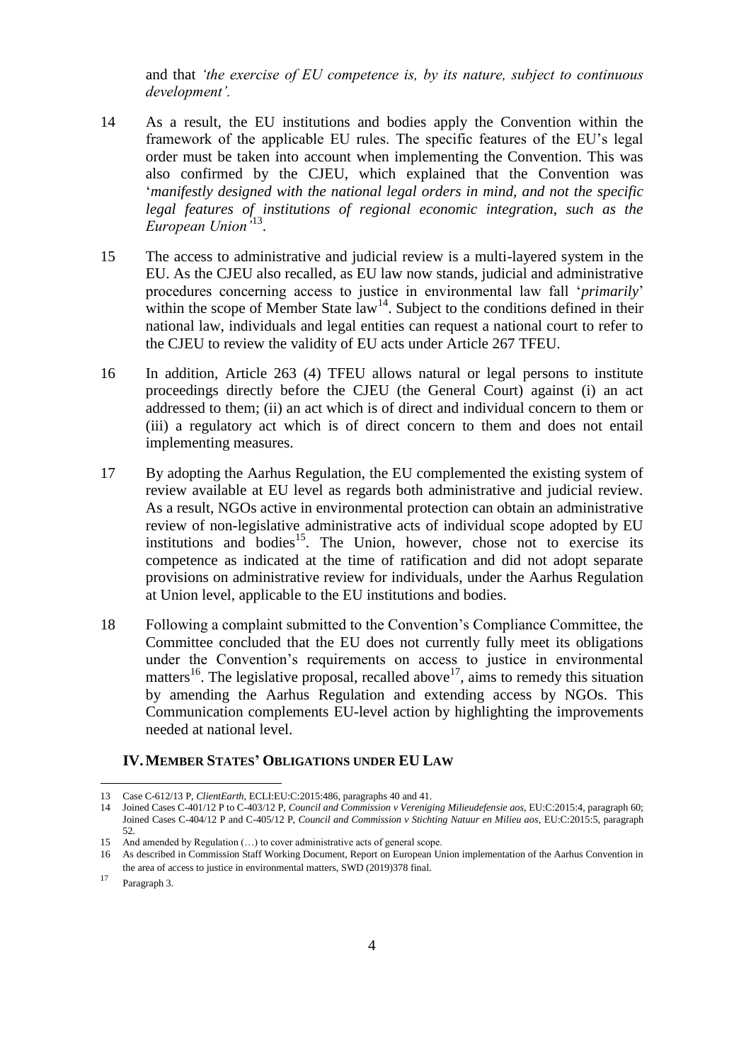and that *'the exercise of EU competence is, by its nature, subject to continuous development'.*

14 As a result, the EU institutions and bodies apply the Convention within the framework of the applicable EU rules. The specific features of the EU's legal order must be taken into account when implementing the Convention. This was also confirmed by the CJEU, which explained that the Convention was '*manifestly designed with the national legal orders in mind, and not the specific legal features of institutions of regional economic integration, such as the European Union'*[13].

15 The access to administrative and judicial review is a multi-layered system in the EU. As the CJEU also recalled, as EU law now stands, judicial and administrative procedures concerning access to justice in environmental law fall '*primarily*' within the scope of Member State law[14]. Subject to the conditions defined in their national law, individuals and legal entities can request a national court to refer to the CJEU to review the validity of EU acts under Article 267 TFEU.

16 In addition, Article 263 (4) TFEU allows natural or legal persons to institute proceedings directly before the CJEU (the General Court) against (i) an act addressed to them; (ii) an act which is of direct and individual concern to them or (iii) a regulatory act which is of direct concern to them and does not entail implementing measures.

17 By adopting the Aarhus Regulation, the EU complemented the existing system of review available at EU level as regards both administrative and judicial review. As a result, NGOs active in environmental protection can obtain an administrative review of non-legislative administrative acts of individual scope adopted by EU institutions and bodies[15]. The Union, however, chose not to exercise its competence as indicated at the time of ratification and did not adopt separate provisions on administrative review for individuals, under the Aarhus Regulation at Union level, applicable to the EU institutions and bodies.

18 Following a complaint submitted to the Convention's Compliance Committee, the Committee concluded that the EU does not currently fully meet its obligations under the Convention's requirements on access to justice in environmental matters[16]. The legislative proposal, recalled above[17], aims to remedy this situation by amending the Aarhus Regulation and extending access by NGOs. This Communication complements EU-level action by highlighting the improvements needed at national level.

## IV. MEMBER STATES' OBLIGATIONS UNDER EU LAW

---

13 Case C-612/13 P, *ClientEarth*, ECLI:EU:C:2015:486, paragraphs 40 and 41.

14 Joined Cases C-401/12 P to C-403/12 P, *Council and Commission v Vereniging Milieudefensie aos*, EU:C:2015:4, paragraph 60; Joined Cases C-404/12 P and C-405/12 P, *Council and Commission v Stichting Natuur en Milieu aos*, EU:C:2015:5, paragraph 52.

15 And amended by Regulation (…) to cover administrative acts of general scope.

16 As described in Commission Staff Working Document, Report on European Union implementation of the Aarhus Convention in the area of access to justice in environmental matters, SWD (2019)378 final.

17 Paragraph 3.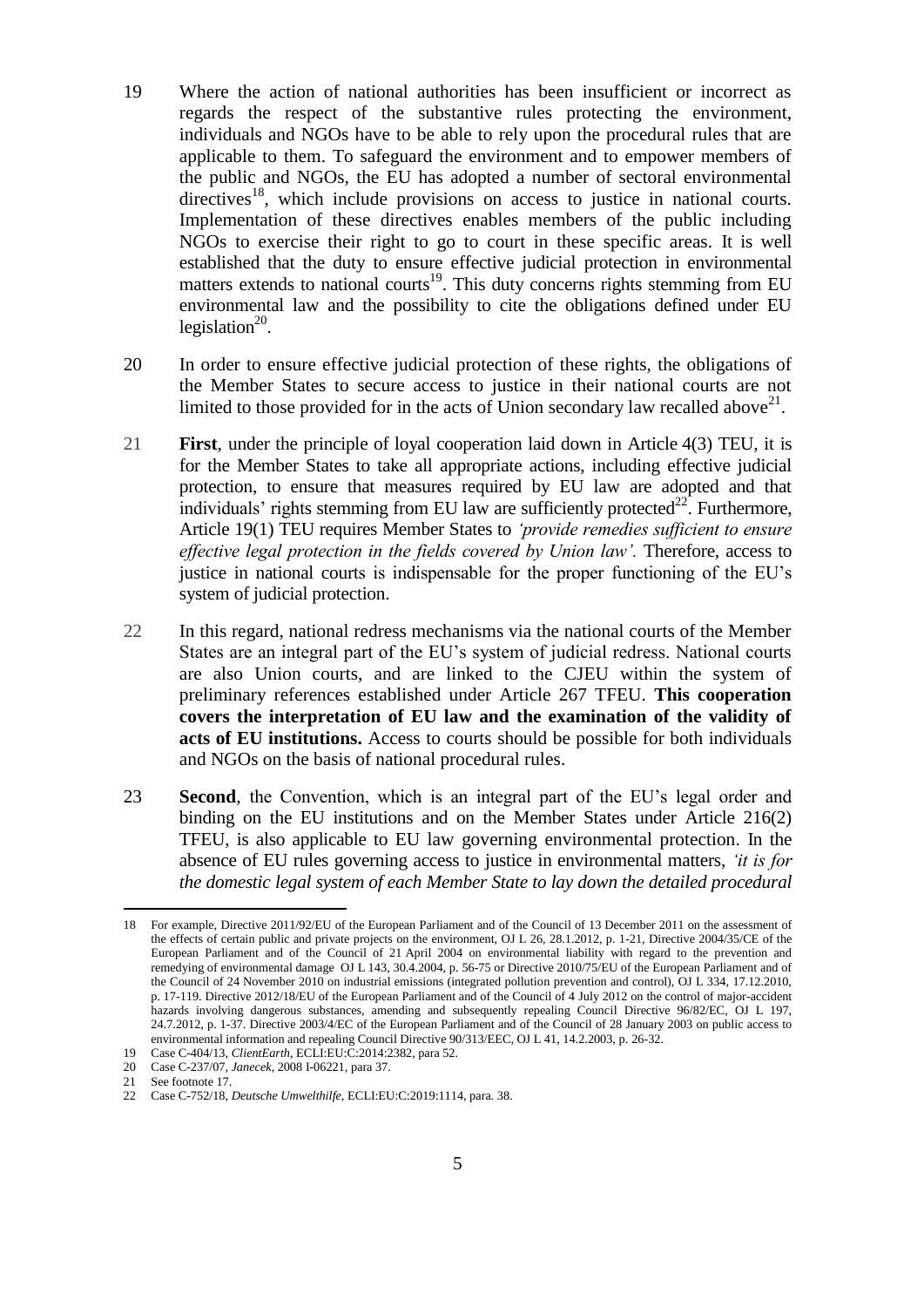19 Where the action of national authorities has been insufficient or incorrect as regards the respect of the substantive rules protecting the environment, individuals and NGOs have to be able to rely upon the procedural rules that are applicable to them. To safeguard the environment and to empower members of the public and NGOs, the EU has adopted a number of sectoral environmental directives[18], which include provisions on access to justice in national courts. Implementation of these directives enables members of the public including NGOs to exercise their right to go to court in these specific areas. It is well established that the duty to ensure effective judicial protection in environmental matters extends to national courts[19]. This duty concerns rights stemming from EU environmental law and the possibility to cite the obligations defined under EU legislation[20].

20 In order to ensure effective judicial protection of these rights, the obligations of the Member States to secure access to justice in their national courts are not limited to those provided for in the acts of Union secondary law recalled above[21].

21 **First**, under the principle of loyal cooperation laid down in Article 4(3) TEU, it is for the Member States to take all appropriate actions, including effective judicial protection, to ensure that measures required by EU law are adopted and that individuals' rights stemming from EU law are sufficiently protected[22]. Furthermore, Article 19(1) TEU requires Member States to *'provide remedies sufficient to ensure effective legal protection in the fields covered by Union law'.* Therefore, access to justice in national courts is indispensable for the proper functioning of the EU's system of judicial protection.

22 In this regard, national redress mechanisms via the national courts of the Member States are an integral part of the EU's system of judicial redress. National courts are also Union courts, and are linked to the CJEU within the system of preliminary references established under Article 267 TFEU. **This cooperation covers the interpretation of EU law and the examination of the validity of acts of EU institutions.** Access to courts should be possible for both individuals and NGOs on the basis of national procedural rules.

23 **Second**, the Convention, which is an integral part of the EU's legal order and binding on the EU institutions and on the Member States under Article 216(2) TFEU, is also applicable to EU law governing environmental protection. In the absence of EU rules governing access to justice in environmental matters, *'it is for the domestic legal system of each Member State to lay down the detailed procedural*

---

18 For example, Directive 2011/92/EU of the European Parliament and of the Council of 13 December 2011 on the assessment of the effects of certain public and private projects on the environment, OJ L 26, 28.1.2012, p. 1-21, Directive 2004/35/CE of the European Parliament and of the Council of 21 April 2004 on environmental liability with regard to the prevention and remedying of environmental damage OJ L 143, 30.4.2004, p. 56-75 or Directive 2010/75/EU of the European Parliament and of the Council of 24 November 2010 on industrial emissions (integrated pollution prevention and control), OJ L 334, 17.12.2010, p. 17-119. Directive 2012/18/EU of the European Parliament and of the Council of 4 July 2012 on the control of major-accident hazards involving dangerous substances, amending and subsequently repealing Council Directive 96/82/EC, OJ L 197, 24.7.2012, p. 1-37. Directive 2003/4/EC of the European Parliament and of the Council of 28 January 2003 on public access to environmental information and repealing Council Directive 90/313/EEC, OJ L 41, 14.2.2003, p. 26-32.

19 Case C-404/13, *ClientEarth*, ECLI:EU:C:2014:2382, para 52.

20 Case C-237/07, *Janecek*, 2008 I-06221, para 37.

21 See footnote 17.

22 Case C-752/18, *Deutsche Umwelthilfe*, ECLI:EU:C:2019:1114, para. 38.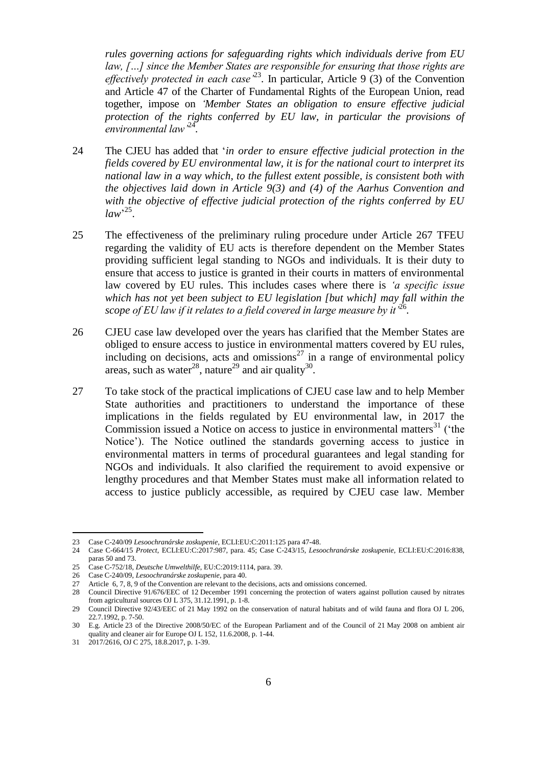*rules governing actions for safeguarding rights which individuals derive from EU law, […] since the Member States are responsible for ensuring that those rights are effectively protected in each case'*[23]. In particular, Article 9 (3) of the Convention and Article 47 of the Charter of Fundamental Rights of the European Union, read together, impose on *'Member States an obligation to ensure effective judicial protection of the rights conferred by EU law, in particular the provisions of environmental law'*[24].

24 The CJEU has added that '*in order to ensure effective judicial protection in the fields covered by EU environmental law, it is for the national court to interpret its national law in a way which, to the fullest extent possible, is consistent both with the objectives laid down in Article 9(3) and (4) of the Aarhus Convention and with the objective of effective judicial protection of the rights conferred by EU law*'[25].

25 The effectiveness of the preliminary ruling procedure under Article 267 TFEU regarding the validity of EU acts is therefore dependent on the Member States providing sufficient legal standing to NGOs and individuals. It is their duty to ensure that access to justice is granted in their courts in matters of environmental law covered by EU rules. This includes cases where there is *'a specific issue which has not yet been subject to EU legislation [but which] may fall within the scope of EU law if it relates to a field covered in large measure by it'*[26].

26 CJEU case law developed over the years has clarified that the Member States are obliged to ensure access to justice in environmental matters covered by EU rules, including on decisions, acts and omissions[27] in a range of environmental policy areas, such as water[28], nature[29] and air quality[30].

27 To take stock of the practical implications of CJEU case law and to help Member State authorities and practitioners to understand the importance of these implications in the fields regulated by EU environmental law, in 2017 the Commission issued a Notice on access to justice in environmental matters[31] ('the Notice'). The Notice outlined the standards governing access to justice in environmental matters in terms of procedural guarantees and legal standing for NGOs and individuals. It also clarified the requirement to avoid expensive or lengthy procedures and that Member States must make all information related to access to justice publicly accessible, as required by CJEU case law. Member

---

23 Case C-240/09 *Lesoochranárske zoskupenie*, ECLI:EU:C:2011:125 para 47-48.

24 Case C-664/15 *Protect*, ECLI:EU:C:2017:987, para. 45; Case C-243/15, *Lesoochranárske zoskupenie*, ECLI:EU:C:2016:838, paras 50 and 73.

25 Case C-752/18, *Deutsche Umwelthilfe*, EU:C:2019:1114, para. 39.

26 Case C-240/09, *Lesoochranárske zoskupenie*, para 40.

27 Article 6, 7, 8, 9 of the Convention are relevant to the decisions, acts and omissions concerned.

28 Council Directive 91/676/EEC of 12 December 1991 concerning the protection of waters against pollution caused by nitrates from agricultural sources OJ L 375, 31.12.1991, p. 1-8.

29 Council Directive 92/43/EEC of 21 May 1992 on the conservation of natural habitats and of wild fauna and flora OJ L 206, 22.7.1992, p. 7-50.

30 E.g. Article 23 of the Directive 2008/50/EC of the European Parliament and of the Council of 21 May 2008 on ambient air quality and cleaner air for Europe OJ L 152, 11.6.2008, p. 1-44.

31 2017/2616, OJ C 275, 18.8.2017, p. 1-39.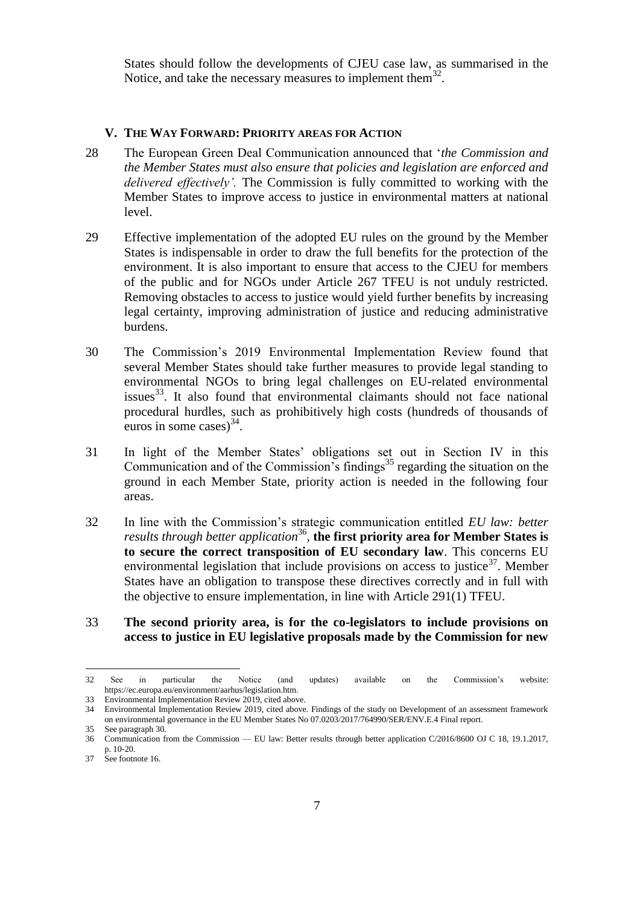States should follow the developments of CJEU case law, as summarised in the Notice, and take the necessary measures to implement them[32].

## V. THE WAY FORWARD: PRIORITY AREAS FOR ACTION

28 The European Green Deal Communication announced that '*the Commission and the Member States must also ensure that policies and legislation are enforced and delivered effectively'.* The Commission is fully committed to working with the Member States to improve access to justice in environmental matters at national level.

29 Effective implementation of the adopted EU rules on the ground by the Member States is indispensable in order to draw the full benefits for the protection of the environment. It is also important to ensure that access to the CJEU for members of the public and for NGOs under Article 267 TFEU is not unduly restricted. Removing obstacles to access to justice would yield further benefits by increasing legal certainty, improving administration of justice and reducing administrative burdens.

30 The Commission's 2019 Environmental Implementation Review found that several Member States should take further measures to provide legal standing to environmental NGOs to bring legal challenges on EU-related environmental issues[33]. It also found that environmental claimants should not face national procedural hurdles, such as prohibitively high costs (hundreds of thousands of euros in some cases)[34].

31 In light of the Member States' obligations set out in Section IV in this Communication and of the Commission's findings[35] regarding the situation on the ground in each Member State, priority action is needed in the following four areas.

32 In line with the Commission's strategic communication entitled *EU law: better results through better application*[36], **the first priority area for Member States is to secure the correct transposition of EU secondary law**. This concerns EU environmental legislation that include provisions on access to justice[37]. Member States have an obligation to transpose these directives correctly and in full with the objective to ensure implementation, in line with Article 291(1) TFEU.

33 **The second priority area, is for the co-legislators to include provisions on access to justice in EU legislative proposals made by the Commission for new**

---

32 See in particular the Notice (and updates) available on the Commission's website: https://ec.europa.eu/environment/aarhus/legislation.htm.

33 Environmental Implementation Review 2019, cited above.

34 Environmental Implementation Review 2019, cited above. Findings of the study on Development of an assessment framework on environmental governance in the EU Member States No 07.0203/2017/764990/SER/ENV.E.4 Final report.

35 See paragraph 30.

36 Communication from the Commission — EU law: Better results through better application C/2016/8600 OJ C 18, 19.1.2017, p. 10-20.

37 See footnote 16.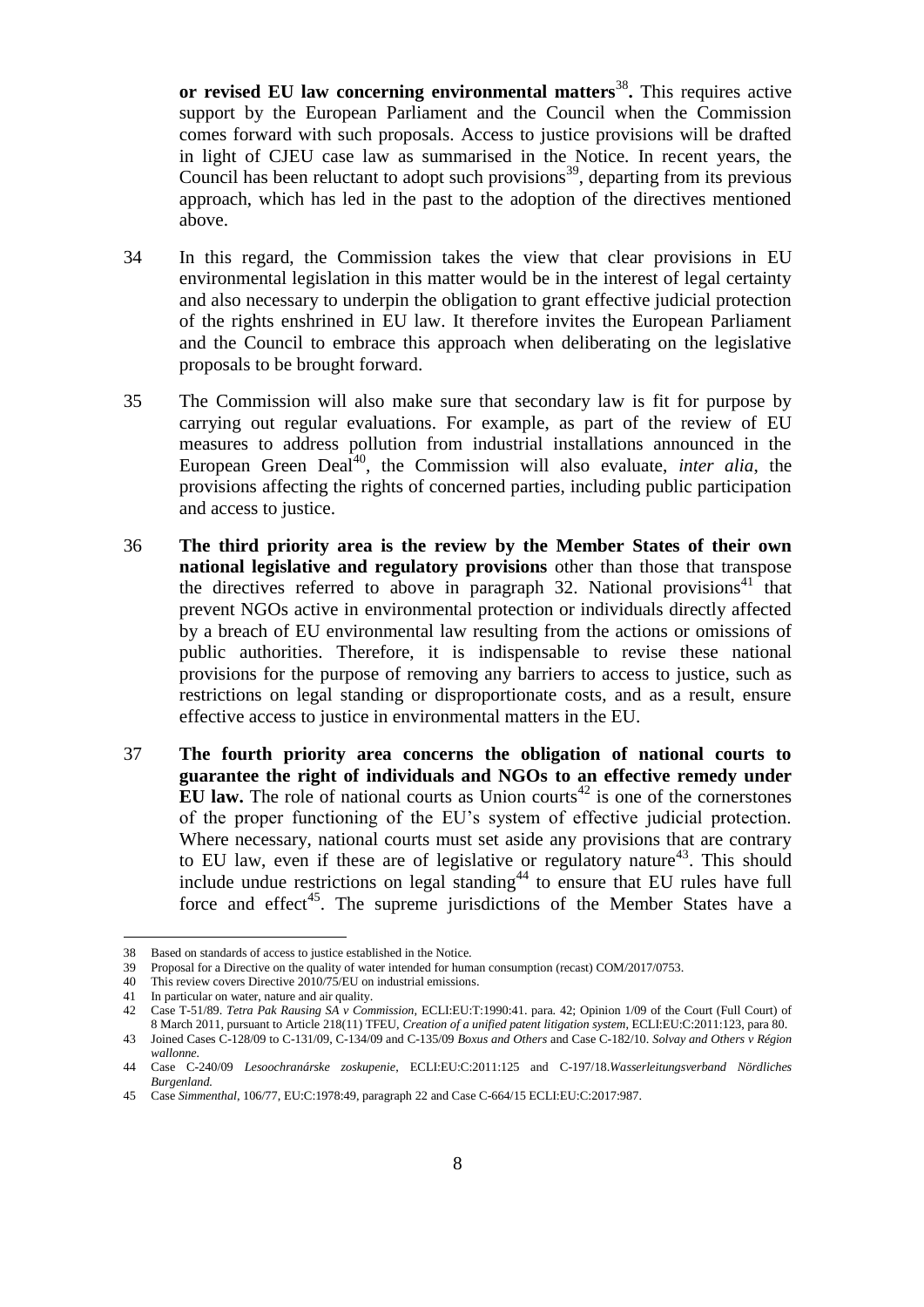**or revised EU law concerning environmental matters**[38]**.** This requires active support by the European Parliament and the Council when the Commission comes forward with such proposals. Access to justice provisions will be drafted in light of CJEU case law as summarised in the Notice. In recent years, the Council has been reluctant to adopt such provisions[39], departing from its previous approach, which has led in the past to the adoption of the directives mentioned above.

34 In this regard, the Commission takes the view that clear provisions in EU environmental legislation in this matter would be in the interest of legal certainty and also necessary to underpin the obligation to grant effective judicial protection of the rights enshrined in EU law. It therefore invites the European Parliament and the Council to embrace this approach when deliberating on the legislative proposals to be brought forward.

35 The Commission will also make sure that secondary law is fit for purpose by carrying out regular evaluations. For example, as part of the review of EU measures to address pollution from industrial installations announced in the European Green Deal[40], the Commission will also evaluate, *inter alia*, the provisions affecting the rights of concerned parties, including public participation and access to justice.

36 **The third priority area is the review by the Member States of their own national legislative and regulatory provisions** other than those that transpose the directives referred to above in paragraph 32. National provisions[41] that prevent NGOs active in environmental protection or individuals directly affected by a breach of EU environmental law resulting from the actions or omissions of public authorities. Therefore, it is indispensable to revise these national provisions for the purpose of removing any barriers to access to justice, such as restrictions on legal standing or disproportionate costs, and as a result, ensure effective access to justice in environmental matters in the EU.

37 **The fourth priority area concerns the obligation of national courts to guarantee the right of individuals and NGOs to an effective remedy under EU law.** The role of national courts as Union courts[42] is one of the cornerstones of the proper functioning of the EU's system of effective judicial protection. Where necessary, national courts must set aside any provisions that are contrary to EU law, even if these are of legislative or regulatory nature[43]. This should include undue restrictions on legal standing[44] to ensure that EU rules have full force and effect[45]. The supreme jurisdictions of the Member States have a

---

38 Based on standards of access to justice established in the Notice.

39 Proposal for a Directive on the quality of water intended for human consumption (recast) COM/2017/0753.

40 This review covers Directive 2010/75/EU on industrial emissions.

41 In particular on water, nature and air quality.

42 Case T-51/89. *Tetra Pak Rausing SA v Commission*, ECLI:EU:T:1990:41. para. 42; Opinion 1/09 of the Court (Full Court) of 8 March 2011, pursuant to Article 218(11) TFEU, *Creation of a unified patent litigation system*, ECLI:EU:C:2011:123, para 80.

43 Joined Cases C-128/09 to C-131/09, C-134/09 and C-135/09 *Boxus and Others* and Case C-182/10. *Solvay and Others v Région wallonne*.

44 Case C-240/09 *Lesoochranárske zoskupenie*, ECLI:EU:C:2011:125 and C-197/18.*Wasserleitungsverband Nördliches Burgenland.*

45 Case *Simmenthal*, 106/77, EU:C:1978:49, paragraph 22 and Case C-664/15 ECLI:EU:C:2017:987.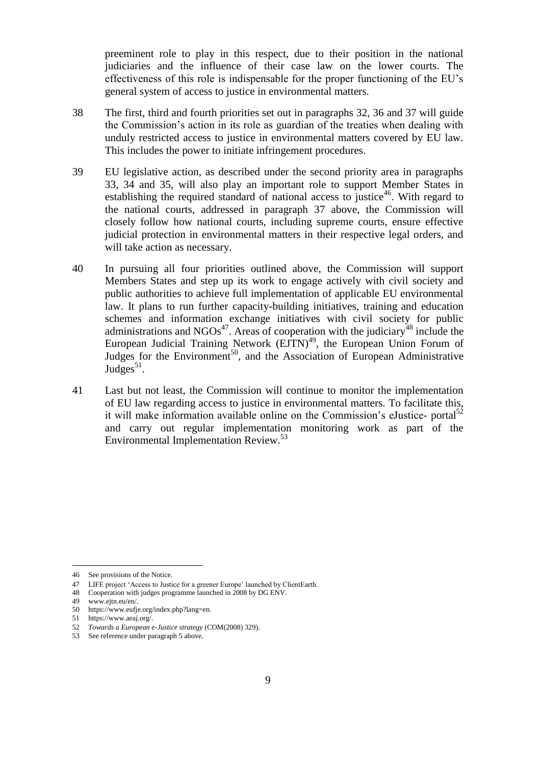preeminent role to play in this respect, due to their position in the national judiciaries and the influence of their case law on the lower courts. The effectiveness of this role is indispensable for the proper functioning of the EU's general system of access to justice in environmental matters.

38 The first, third and fourth priorities set out in paragraphs 32, 36 and 37 will guide the Commission's action in its role as guardian of the treaties when dealing with unduly restricted access to justice in environmental matters covered by EU law. This includes the power to initiate infringement procedures.

39 EU legislative action, as described under the second priority area in paragraphs 33, 34 and 35, will also play an important role to support Member States in establishing the required standard of national access to justice[46]. With regard to the national courts, addressed in paragraph 37 above, the Commission will closely follow how national courts, including supreme courts, ensure effective judicial protection in environmental matters in their respective legal orders, and will take action as necessary.

40 In pursuing all four priorities outlined above, the Commission will support Members States and step up its work to engage actively with civil society and public authorities to achieve full implementation of applicable EU environmental law. It plans to run further capacity-building initiatives, training and education schemes and information exchange initiatives with civil society for public administrations and NGOs[47]. Areas of cooperation with the judiciary[48] include the European Judicial Training Network (EJTN)[49], the European Union Forum of Judges for the Environment[50], and the Association of European Administrative Judges[51].

41 Last but not least, the Commission will continue to monitor the implementation of EU law regarding access to justice in environmental matters. To facilitate this, it will make information available online on the Commission's eJustice- portal[52] and carry out regular implementation monitoring work as part of the Environmental Implementation Review.[53]

---

46 See provisions of the Notice.

47 LIFE project 'Access to Justice for a greener Europe' launched by ClientEarth.

48 Cooperation with judges programme launched in 2008 by DG ENV.

49 www.ejtn.eu/en/.

50 https://www.eufje.org/index.php?lang=en.

51 https://www.aeaj.org/.

52 *Towards a European e-Justice strategy* (COM(2008) 329).

53 See reference under paragraph 5 above.